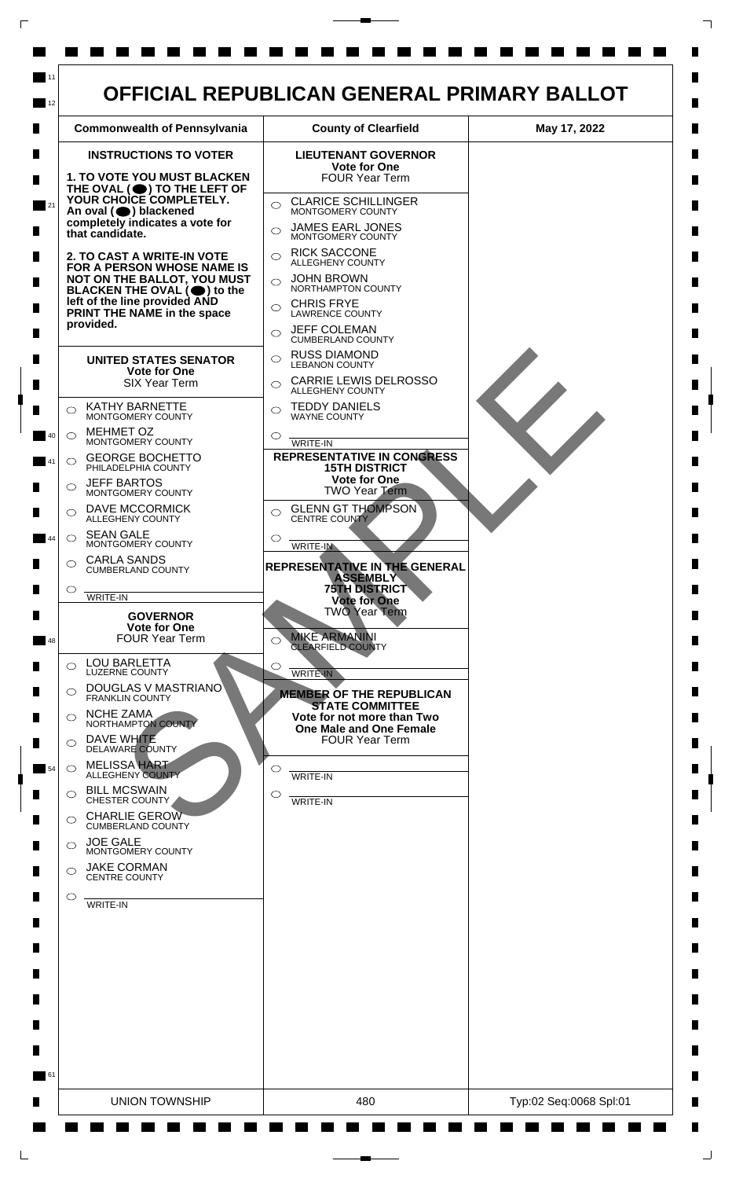# OFFICIAL REPUBLICAN GENERAL PRIMARY BALLOT

| Commonwealth of Pennsylvania | County of Clearfield | May 17, 2022 |
| --- | --- | --- |

## INSTRUCTIONS TO VOTER

**1. TO VOTE YOU MUST BLACKEN THE OVAL (●) TO THE LEFT OF YOUR CHOICE COMPLETELY.** An oval (●) blackened completely indicates a vote for that candidate.

**2. TO CAST A WRITE-IN VOTE FOR A PERSON WHOSE NAME IS NOT ON THE BALLOT, YOU MUST BLACKEN THE OVAL (●) to the left of the line provided AND PRINT THE NAME in the space provided.**

### UNITED STATES SENATOR
**Vote for One**
SIX Year Term

- ○ KATHY BARNETTE — MONTGOMERY COUNTY
- ○ MEHMET OZ — MONTGOMERY COUNTY
- ○ GEORGE BOCHETTO — PHILADELPHIA COUNTY
- ○ JEFF BARTOS — MONTGOMERY COUNTY
- ○ DAVE MCCORMICK — ALLEGHENY COUNTY
- ○ SEAN GALE — MONTGOMERY COUNTY
- ○ CARLA SANDS — CUMBERLAND COUNTY
- ○ ______ WRITE-IN

### GOVERNOR
**Vote for One**
FOUR Year Term

- ○ LOU BARLETTA — LUZERNE COUNTY
- ○ DOUGLAS V MASTRIANO — FRANKLIN COUNTY
- ○ NCHE ZAMA — NORTHAMPTON COUNTY
- ○ DAVE WHITE — DELAWARE COUNTY
- ○ MELISSA HART — ALLEGHENY COUNTY
- ○ BILL MCSWAIN — CHESTER COUNTY
- ○ CHARLIE GEROW — CUMBERLAND COUNTY
- ○ JOE GALE — MONTGOMERY COUNTY
- ○ JAKE CORMAN — CENTRE COUNTY
- ○ ______ WRITE-IN

### LIEUTENANT GOVERNOR
**Vote for One**
FOUR Year Term

- ○ CLARICE SCHILLINGER — MONTGOMERY COUNTY
- ○ JAMES EARL JONES — MONTGOMERY COUNTY
- ○ RICK SACCONE — ALLEGHENY COUNTY
- ○ JOHN BROWN — NORTHAMPTON COUNTY
- ○ CHRIS FRYE — LAWRENCE COUNTY
- ○ JEFF COLEMAN — CUMBERLAND COUNTY
- ○ RUSS DIAMOND — LEBANON COUNTY
- ○ CARRIE LEWIS DELROSSO — ALLEGHENY COUNTY
- ○ TEDDY DANIELS — WAYNE COUNTY
- ○ ______ WRITE-IN

### REPRESENTATIVE IN CONGRESS 15TH DISTRICT
**Vote for One**
TWO Year Term

- ○ GLENN GT THOMPSON — CENTRE COUNTY
- ○ ______ WRITE-IN

### REPRESENTATIVE IN THE GENERAL ASSEMBLY 75TH DISTRICT
**Vote for One**
TWO Year Term

- ○ MIKE ARMANINI — CLEARFIELD COUNTY
- ○ ______ WRITE-IN

### MEMBER OF THE REPUBLICAN STATE COMMITTEE
**Vote for not more than Two One Male and One Female**
FOUR Year Term

- ○ ______ WRITE-IN
- ○ ______ WRITE-IN

SAMPLE

| UNION TOWNSHIP | 480 | Typ:02 Seq:0068 Spl:01 |
| --- | --- | --- |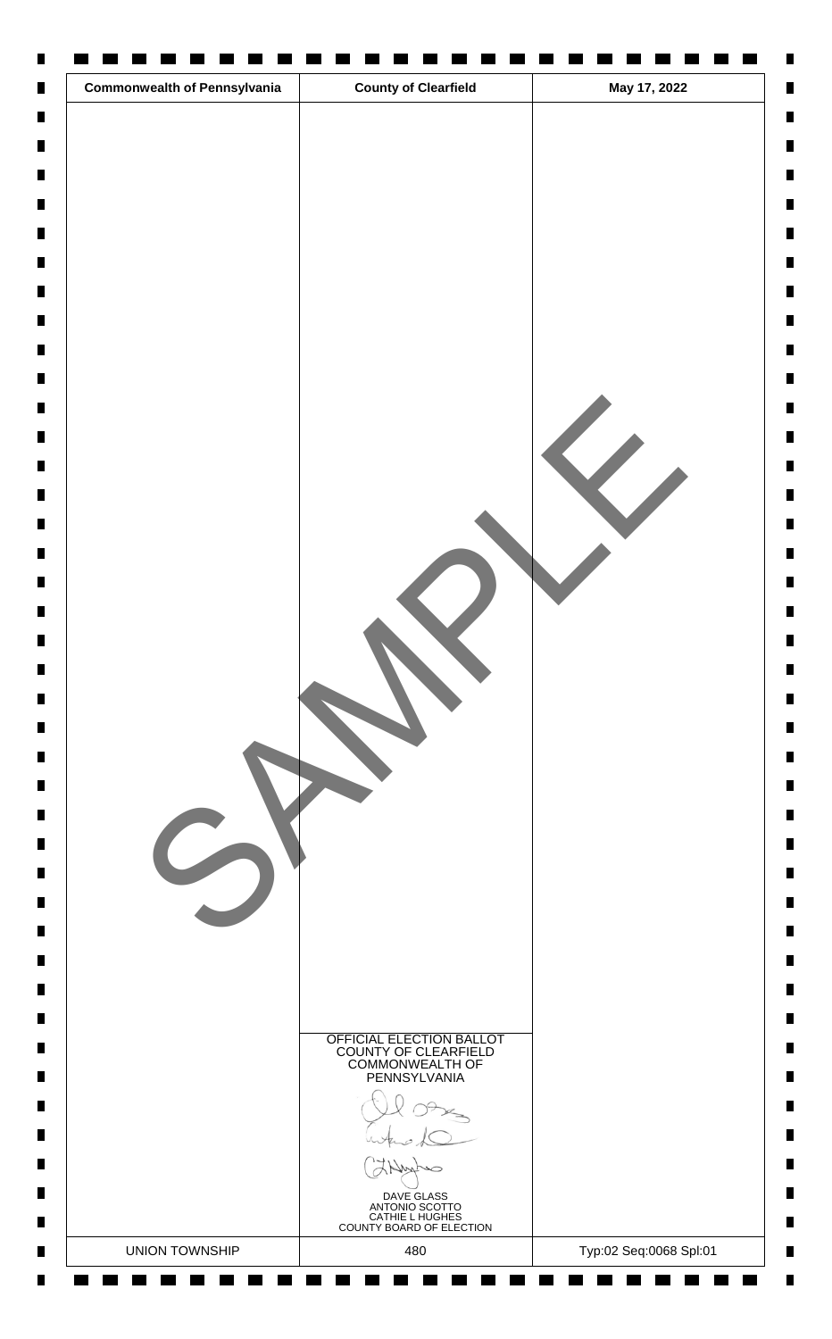| Commonwealth of Pennsylvania | County of Clearfield | May 17, 2022 |
|---|---|---|
| | OFFICIAL ELECTION BALLOT<br>COUNTY OF CLEARFIELD<br>COMMONWEALTH OF PENNSYLVANIA<br><br>DAVE GLASS<br>ANTONIO SCOTTO<br>CATHIE L HUGHES<br>COUNTY BOARD OF ELECTION | |
| UNION TOWNSHIP | 480 | Typ:02 Seq:0068 Spl:01 |

SAMPLE